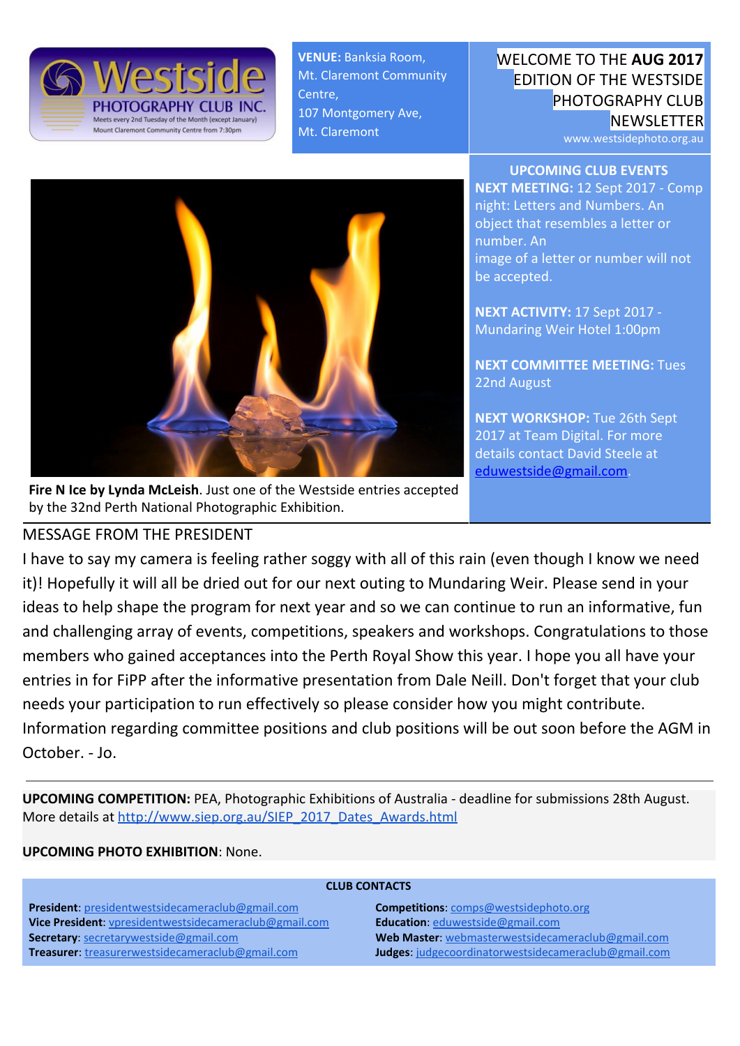**VENUE:** Banksia Room, Mt. Claremont Community Centre, 107 Montgomery Ave, Mt. Claremont

# WELCOME TO THE **AUG 2017** EDITION OF THE WESTSIDE PHOTOGRAPHY CLUB NEWSLETTER

www.westsidephoto.org.au

**Fire N Ice by Lynda McLeish**. Just one of the Westside entries accepted by the 32nd Perth National Photographic Exhibition.

## UPCOMING CLUB EVENTS

**NEXT MEETING:** 12 Sept 2017 - Comp night: Letters and Numbers. An object that resembles a letter or number. An image of a letter or number will not be accepted.

**NEXT ACTIVITY:** 17 Sept 2017 - Mundaring Weir Hotel 1:00pm

**NEXT COMMITTEE MEETING:** Tues 22nd August

**NEXT WORKSHOP:** Tue 26th Sept 2017 at Team Digital. For more details contact David Steele at eduwestside@gmail.com.

## MESSAGE FROM THE PRESIDENT

I have to say my camera is feeling rather soggy with all of this rain (even though I know we need it)! Hopefully it will all be dried out for our next outing to Mundaring Weir. Please send in your ideas to help shape the program for next year and so we can continue to run an informative, fun and challenging array of events, competitions, speakers and workshops. Congratulations to those members who gained acceptances into the Perth Royal Show this year. I hope you all have your entries in for FiPP after the informative presentation from Dale Neill. Don't forget that your club needs your participation to run effectively so please consider how you might contribute. Information regarding committee positions and club positions will be out soon before the AGM in October. - Jo.

---

**UPCOMING COMPETITION:** PEA, Photographic Exhibitions of Australia - deadline for submissions 28th August. More details at http://www.siep.org.au/SIEP_2017_Dates_Awards.html

**UPCOMING PHOTO EXHIBITION**: None.

### CLUB CONTACTS

**President**: presidentwestsidecameraclub@gmail.com
**Vice President**: vpresidentwestsidecameraclub@gmail.com
**Secretary**: secretarywestside@gmail.com
**Treasurer**: treasurerwestsidecameraclub@gmail.com
**Competitions**: comps@westsidephoto.org
**Education**: eduwestside@gmail.com
**Web Master**: webmasterwestsidecameraclub@gmail.com
**Judges**: judgecoordinatorwestsidecameraclub@gmail.com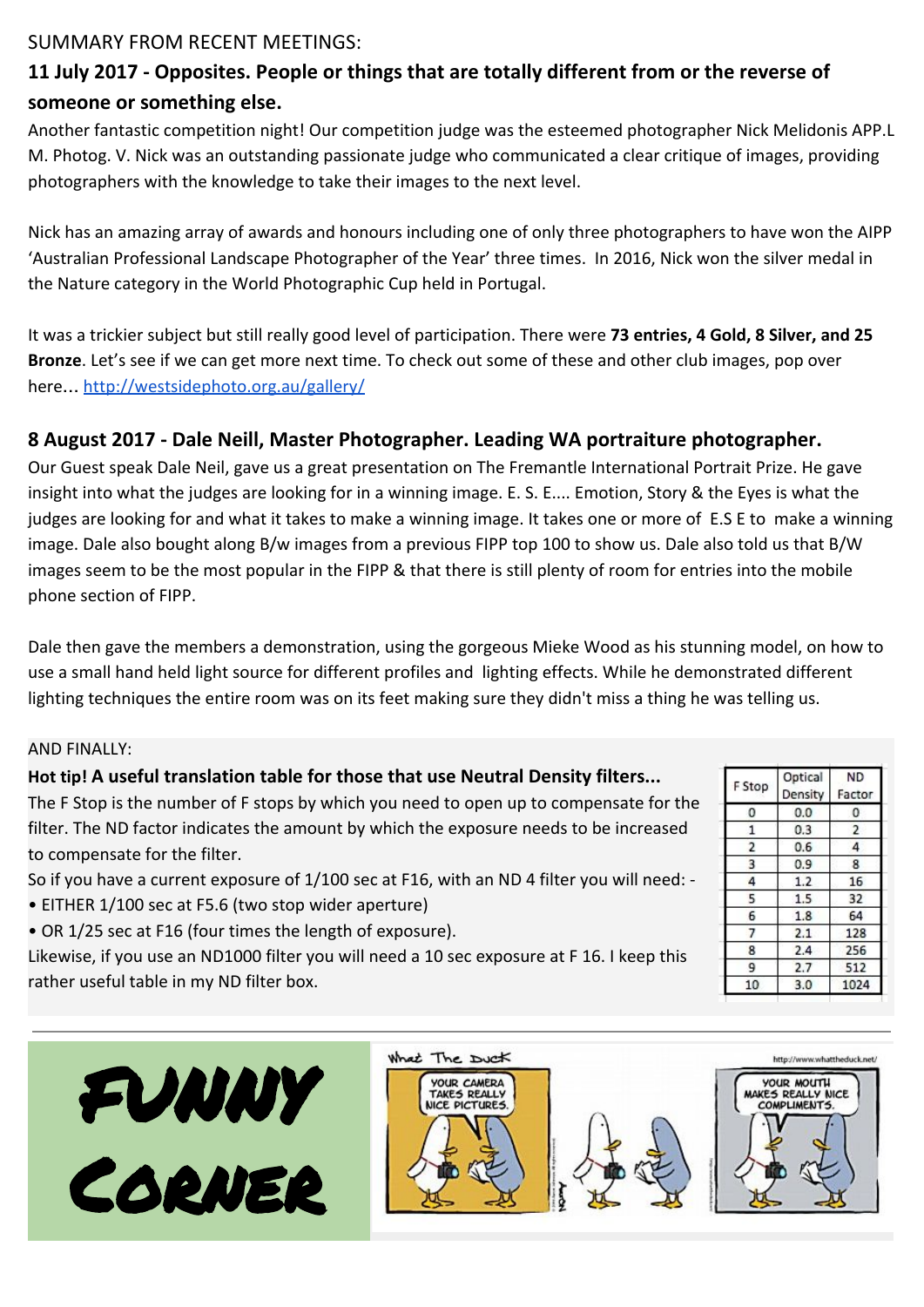SUMMARY FROM RECENT MEETINGS:

## 11 July 2017 - Opposites. People or things that are totally different from or the reverse of someone or something else.

Another fantastic competition night! Our competition judge was the esteemed photographer Nick Melidonis APP.L M. Photog. V. Nick was an outstanding passionate judge who communicated a clear critique of images, providing photographers with the knowledge to take their images to the next level.

Nick has an amazing array of awards and honours including one of only three photographers to have won the AIPP 'Australian Professional Landscape Photographer of the Year' three times. In 2016, Nick won the silver medal in the Nature category in the World Photographic Cup held in Portugal.

It was a trickier subject but still really good level of participation. There were **73 entries, 4 Gold, 8 Silver, and 25 Bronze**. Let's see if we can get more next time. To check out some of these and other club images, pop over here... [http://westsidephoto.org.au/gallery/](http://westsidephoto.org.au/gallery/)

## 8 August 2017 - Dale Neill, Master Photographer. Leading WA portraiture photographer.

Our Guest speak Dale Neil, gave us a great presentation on The Fremantle International Portrait Prize. He gave insight into what the judges are looking for in a winning image. E. S. E.... Emotion, Story & the Eyes is what the judges are looking for and what it takes to make a winning image. It takes one or more of E.S E to make a winning image. Dale also bought along B/w images from a previous FIPP top 100 to show us. Dale also told us that B/W images seem to be the most popular in the FIPP & that there is still plenty of room for entries into the mobile phone section of FIPP.

Dale then gave the members a demonstration, using the gorgeous Mieke Wood as his stunning model, on how to use a small hand held light source for different profiles and lighting effects. While he demonstrated different lighting techniques the entire room was on its feet making sure they didn't miss a thing he was telling us.

AND FINALLY:

**Hot tip! A useful translation table for those that use Neutral Density filters...**

The F Stop is the number of F stops by which you need to open up to compensate for the filter. The ND factor indicates the amount by which the exposure needs to be increased to compensate for the filter.

So if you have a current exposure of 1/100 sec at F16, with an ND 4 filter you will need: -

- EITHER 1/100 sec at F5.6 (two stop wider aperture)
- OR 1/25 sec at F16 (four times the length of exposure).

Likewise, if you use an ND1000 filter you will need a 10 sec exposure at F 16. I keep this rather useful table in my ND filter box.

| F Stop | Optical Density | ND Factor |
|---|---|---|
| 0 | 0.0 | 0 |
| 1 | 0.3 | 2 |
| 2 | 0.6 | 4 |
| 3 | 0.9 | 8 |
| 4 | 1.2 | 16 |
| 5 | 1.5 | 32 |
| 6 | 1.8 | 64 |
| 7 | 2.1 | 128 |
| 8 | 2.4 | 256 |
| 9 | 2.7 | 512 |
| 10 | 3.0 | 1024 |

FUNNY CORNER